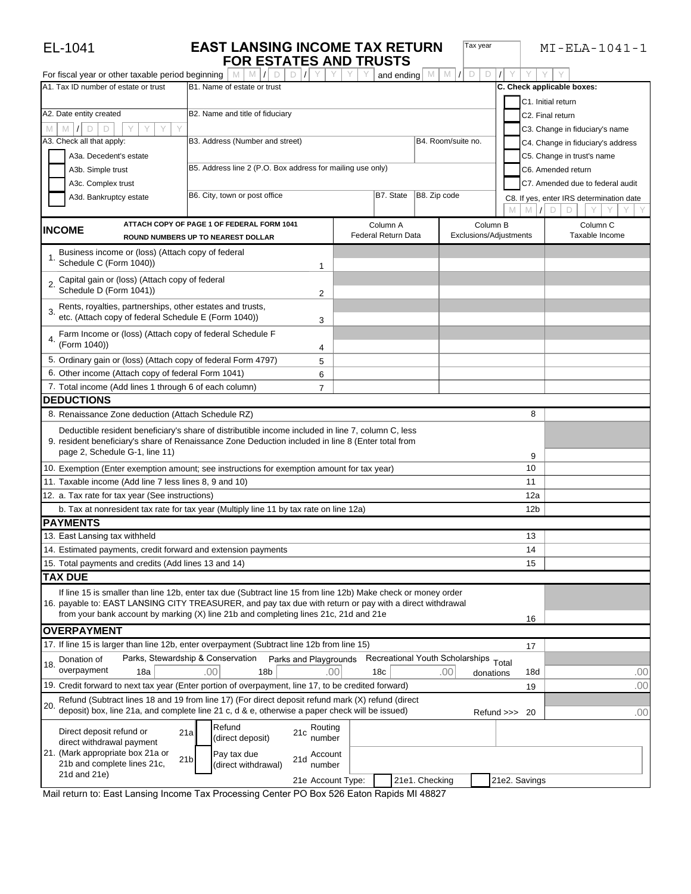EL-1041

# EAST LANSING INCOME TAX RETURN FOR ESTATES AND TRUSTS

Tax year

MI-ELA-1041-1

For fiscal year or other taxable period beginning MM / DD / YYYY and ending MM / DD / YYYY

| | | | | |
|---|---|---|---|---|
| A1. Tax ID number of estate or trust | B1. Name of estate or trust | | | **C. Check applicable boxes:** C1. Initial return |
| A2. Date entity created MM / DD / YYYY | B2. Name and title of fiduciary | | | C2. Final return; C3. Change in fiduciary's name |
| A3. Check all that apply: A3a. Decedent's estate | B3. Address (Number and street) | B4. Room/suite no. | | C4. Change in fiduciary's address; C5. Change in trust's name |
| A3b. Simple trust; A3c. Complex trust | B5. Address line 2 (P.O. Box address for mailing use only) | | | C6. Amended return; C7. Amended due to federal audit |
| A3d. Bankruptcy estate | B6. City, town or post office | B7. State | B8. Zip code | C8. If yes, enter IRS determination date MM / DD / YYYY |

## INCOME

ATTACH COPY OF PAGE 1 OF FEDERAL FORM 1041
ROUND NUMBERS UP TO NEAREST DOLLAR

| | | Column A Federal Return Data | Column B Exclusions/Adjustments | Column C Taxable Income |
|---|---|---|---|---|
| 1. Business income or (loss) (Attach copy of federal Schedule C (Form 1040)) | 1 | | | |
| 2. Capital gain or (loss) (Attach copy of federal Schedule D (Form 1041)) | 2 | | | |
| 3. Rents, royalties, partnerships, other estates and trusts, etc. (Attach copy of federal Schedule E (Form 1040)) | 3 | | | |
| 4. Farm Income or (loss) (Attach copy of federal Schedule F (Form 1040)) | 4 | | | |
| 5. Ordinary gain or (loss) (Attach copy of federal Form 4797) | 5 | | | |
| 6. Other income (Attach copy of federal Form 1041) | 6 | | | |
| 7. Total income (Add lines 1 through 6 of each column) | 7 | | | |

## DEDUCTIONS

| | | |
|---|---|---|
| 8. Renaissance Zone deduction (Attach Schedule RZ) | 8 | |
| 9. Deductible resident beneficiary's share of distributible income included in line 7, column C, less resident beneficiary's share of Renaissance Zone Deduction included in line 8 (Enter total from page 2, Schedule G-1, line 11) | 9 | |
| 10. Exemption (Enter exemption amount; see instructions for exemption amount for tax year) | 10 | |
| 11. Taxable income (Add line 7 less lines 8, 9 and 10) | 11 | |
| 12. a. Tax rate for tax year (See instructions) | 12a | |
| b. Tax at nonresident tax rate for tax year (Multiply line 11 by tax rate on line 12a) | 12b | |

## PAYMENTS

| | | |
|---|---|---|
| 13. East Lansing tax withheld | 13 | |
| 14. Estimated payments, credit forward and extension payments | 14 | |
| 15. Total payments and credits (Add lines 13 and 14) | 15 | |

## TAX DUE

| | | |
|---|---|---|
| 16. If line 15 is smaller than line 12b, enter tax due (Subtract line 15 from line 12b) Make check or money order payable to: EAST LANSING CITY TREASURER, and pay tax due with return or pay with a direct withdrawal from your bank account by marking (X) line 21b and completing lines 21c, 21d and 21e | 16 | |

## OVERPAYMENT

| | | |
|---|---|---|
| 17. If line 15 is larger than line 12b, enter overpayment (Subtract line 12b from line 15) | 17 | |
| 18. Donation of overpayment — Parks, Stewardship & Conservation 18a .00; Parks and Playgrounds 18b .00; Recreational Youth Scholarships 18c .00; Total donations | 18d | .00 |
| 19. Credit forward to next tax year (Enter portion of overpayment, line 17, to be credited forward) | 19 | .00 |
| 20. Refund (Subtract lines 18 and 19 from line 17) (For direct deposit refund mark (X) refund (direct deposit) box, line 21a, and complete line 21 c, d & e, otherwise a paper check will be issued) | Refund >>> 20 | .00 |

21. Direct deposit refund or direct withdrawal payment (Mark appropriate box 21a or 21b and complete lines 21c, 21d and 21e)

| | | | |
|---|---|---|---|
| 21a | Refund (direct deposit) | 21c | Routing number |
| 21b | Pay tax due (direct withdrawal) | 21d | Account number |
| | | 21e Account Type: | 21e1. Checking; 21e2. Savings |

Mail return to: East Lansing Income Tax Processing Center PO Box 526 Eaton Rapids MI 48827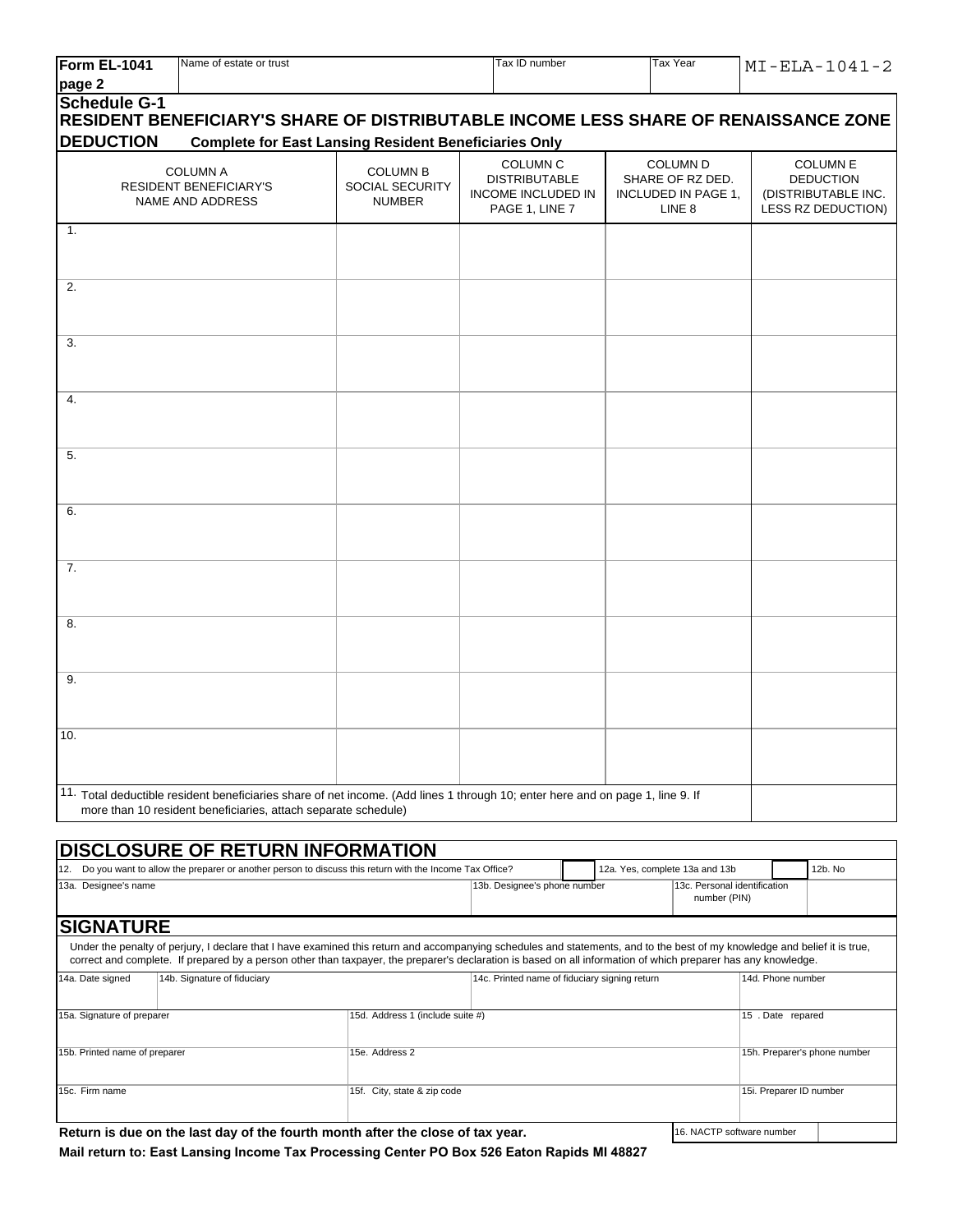| Form EL-1041 page 2 | Name of estate or trust | Tax ID number | Tax Year | MI-ELA-1041-2 |
|---|---|---|---|---|

## Schedule G-1

## RESIDENT BENEFICIARY'S SHARE OF DISTRIBUTABLE INCOME LESS SHARE OF RENAISSANCE ZONE DEDUCTION

**Complete for East Lansing Resident Beneficiaries Only**

| COLUMN A RESIDENT BENEFICIARY'S NAME AND ADDRESS | COLUMN B SOCIAL SECURITY NUMBER | COLUMN C DISTRIBUTABLE INCOME INCLUDED IN PAGE 1, LINE 7 | COLUMN D SHARE OF RZ DED. INCLUDED IN PAGE 1, LINE 8 | COLUMN E DEDUCTION (DISTRIBUTABLE INC. LESS RZ DEDUCTION) |
|---|---|---|---|---|
| 1. | | | | |
| 2. | | | | |
| 3. | | | | |
| 4. | | | | |
| 5. | | | | |
| 6. | | | | |
| 7. | | | | |
| 8. | | | | |
| 9. | | | | |
| 10. | | | | |
| 11. Total deductible resident beneficiaries share of net income. (Add lines 1 through 10; enter here and on page 1, line 9. If more than 10 resident beneficiaries, attach separate schedule) | | | | |

## DISCLOSURE OF RETURN INFORMATION

| 12. Do you want to allow the preparer or another person to discuss this return with the Income Tax Office? | | 12a. Yes, complete 13a and 13b | | 12b. No |
|---|---|---|---|---|
| 13a. Designee's name | 13b. Designee's phone number | 13c. Personal identification number (PIN) | | |

## SIGNATURE

Under the penalty of perjury, I declare that I have examined this return and accompanying schedules and statements, and to the best of my knowledge and belief it is true, correct and complete. If prepared by a person other than taxpayer, the preparer's declaration is based on all information of which preparer has any knowledge.

| 14a. Date signed | 14b. Signature of fiduciary | 14c. Printed name of fiduciary signing return | 14d. Phone number |
|---|---|---|---|
| 15a. Signature of preparer | 15d. Address 1 (include suite #) | | 15 . Date repared |
| 15b. Printed name of preparer | 15e. Address 2 | | 15h. Preparer's phone number |
| 15c. Firm name | 15f. City, state & zip code | | 15i. Preparer ID number |

**Return is due on the last day of the fourth month after the close of tax year.**

16. NACTP software number

**Mail return to: East Lansing Income Tax Processing Center PO Box 526 Eaton Rapids MI 48827**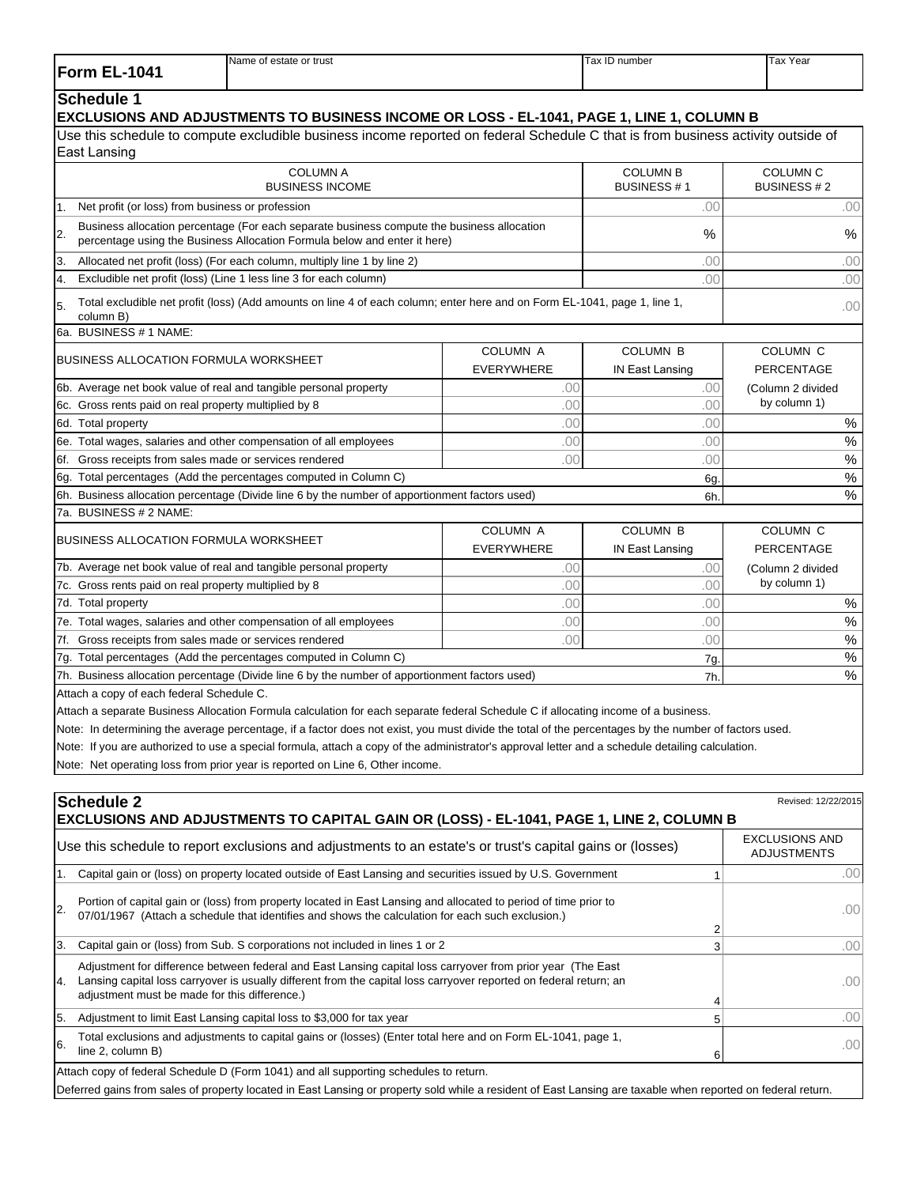| Form EL-1041 | Name of estate or trust | Tax ID number | Tax Year |
|---|---|---|---|
| | | | |

## Schedule 1

### EXCLUSIONS AND ADJUSTMENTS TO BUSINESS INCOME OR LOSS - EL-1041, PAGE 1, LINE 1, COLUMN B

Use this schedule to compute excludible business income reported on federal Schedule C that is from business activity outside of East Lansing

| COLUMN A BUSINESS INCOME | COLUMN B BUSINESS # 1 | COLUMN C BUSINESS # 2 |
|---|---|---|
| 1. Net profit (or loss) from business or profession | .00 | .00 |
| 2. Business allocation percentage (For each separate business compute the business allocation percentage using the Business Allocation Formula below and enter it here) | % | % |
| 3. Allocated net profit (loss) (For each column, multiply line 1 by line 2) | .00 | .00 |
| 4. Excludible net profit (loss) (Line 1 less line 3 for each column) | .00 | .00 |
| 5. Total excludible net profit (loss) (Add amounts on line 4 of each column; enter here and on Form EL-1041, page 1, line 1, column B) | | .00 |

6a. BUSINESS # 1 NAME:

| BUSINESS ALLOCATION FORMULA WORKSHEET | COLUMN A EVERYWHERE | COLUMN B IN East Lansing | COLUMN C PERCENTAGE |
|---|---|---|---|
| 6b. Average net book value of real and tangible personal property | .00 | .00 | (Column 2 divided by column 1) |
| 6c. Gross rents paid on real property multiplied by 8 | .00 | .00 | |
| 6d. Total property | .00 | .00 | % |
| 6e. Total wages, salaries and other compensation of all employees | .00 | .00 | % |
| 6f. Gross receipts from sales made or services rendered | .00 | .00 | % |
| 6g. Total percentages (Add the percentages computed in Column C) | | 6g. | % |
| 6h. Business allocation percentage (Divide line 6 by the number of apportionment factors used) | | 6h. | % |

7a. BUSINESS # 2 NAME:

| BUSINESS ALLOCATION FORMULA WORKSHEET | COLUMN A EVERYWHERE | COLUMN B IN East Lansing | COLUMN C PERCENTAGE |
|---|---|---|---|
| 7b. Average net book value of real and tangible personal property | .00 | .00 | (Column 2 divided by column 1) |
| 7c. Gross rents paid on real property multiplied by 8 | .00 | .00 | |
| 7d. Total property | .00 | .00 | % |
| 7e. Total wages, salaries and other compensation of all employees | .00 | .00 | % |
| 7f. Gross receipts from sales made or services rendered | .00 | .00 | % |
| 7g. Total percentages (Add the percentages computed in Column C) | | 7g. | % |
| 7h. Business allocation percentage (Divide line 6 by the number of apportionment factors used) | | 7h. | % |

Attach a copy of each federal Schedule C.

Attach a separate Business Allocation Formula calculation for each separate federal Schedule C if allocating income of a business.

Note: In determining the average percentage, if a factor does not exist, you must divide the total of the percentages by the number of factors used.

Note: If you are authorized to use a special formula, attach a copy of the administrator's approval letter and a schedule detailing calculation.

Note: Net operating loss from prior year is reported on Line 6, Other income.

## Schedule 2

Revised: 12/22/2015

### EXCLUSIONS AND ADJUSTMENTS TO CAPITAL GAIN OR (LOSS) - EL-1041, PAGE 1, LINE 2, COLUMN B

| Use this schedule to report exclusions and adjustments to an estate's or trust's capital gains or (losses) | | EXCLUSIONS AND ADJUSTMENTS |
|---|---|---|
| 1. Capital gain or (loss) on property located outside of East Lansing and securities issued by U.S. Government | 1 | .00 |
| 2. Portion of capital gain or (loss) from property located in East Lansing and allocated to period of time prior to 07/01/1967 (Attach a schedule that identifies and shows the calculation for each such exclusion.) | 2 | .00 |
| 3. Capital gain or (loss) from Sub. S corporations not included in lines 1 or 2 | 3 | .00 |
| 4. Adjustment for difference between federal and East Lansing capital loss carryover from prior year (The East Lansing capital loss carryover is usually different from the capital loss carryover reported on federal return; an adjustment must be made for this difference.) | 4 | .00 |
| 5. Adjustment to limit East Lansing capital loss to $3,000 for tax year | 5 | .00 |
| 6. Total exclusions and adjustments to capital gains or (losses) (Enter total here and on Form EL-1041, page 1, line 2, column B) | 6 | .00 |

Attach copy of federal Schedule D (Form 1041) and all supporting schedules to return.

Deferred gains from sales of property located in East Lansing or property sold while a resident of East Lansing are taxable when reported on federal return.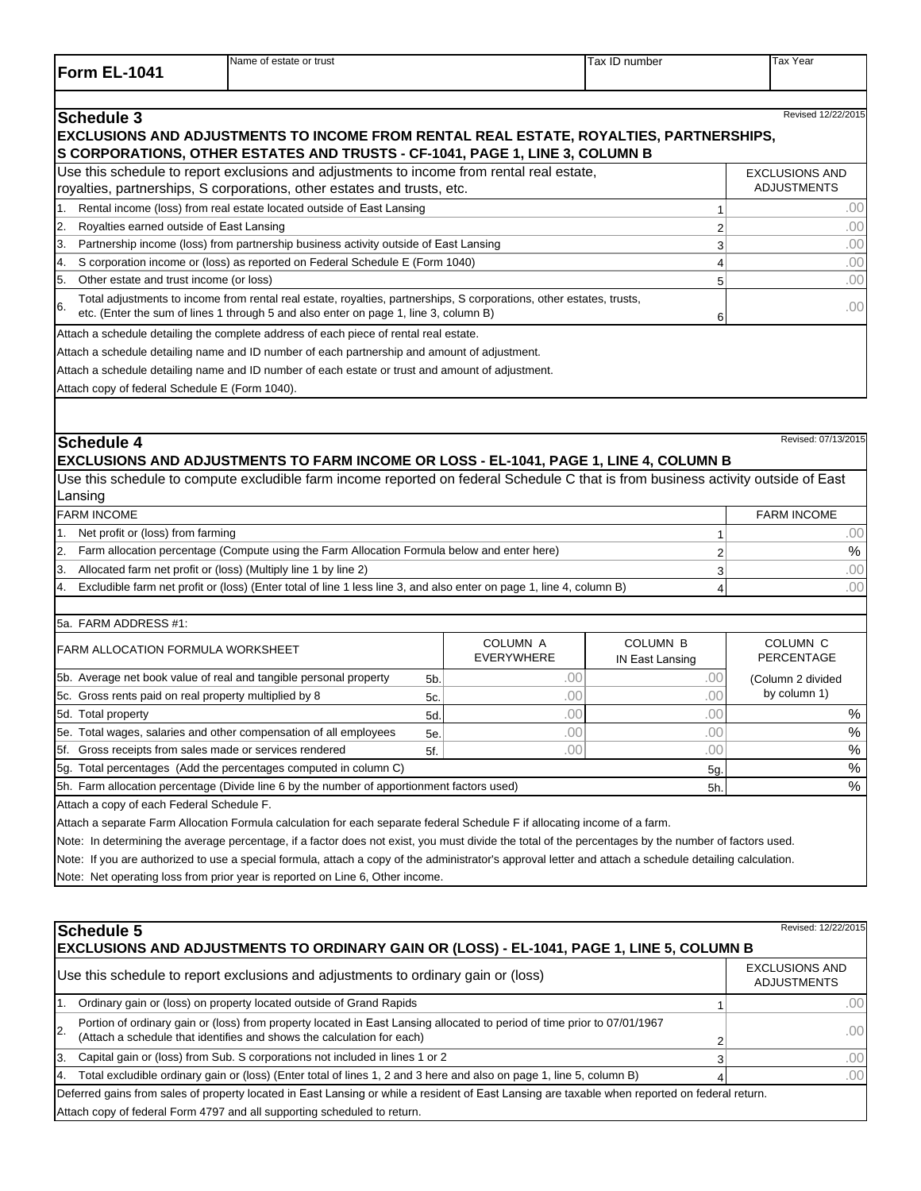| Form EL-1041 | Name of estate or trust | Tax ID number | Tax Year |
|---|---|---|---|
| | | | |

## Schedule 3

Revised 12/22/2015

**EXCLUSIONS AND ADJUSTMENTS TO INCOME FROM RENTAL REAL ESTATE, ROYALTIES, PARTNERSHIPS, S CORPORATIONS, OTHER ESTATES AND TRUSTS - CF-1041, PAGE 1, LINE 3, COLUMN B**

| Use this schedule to report exclusions and adjustments to income from rental real estate, royalties, partnerships, S corporations, other estates and trusts, etc. | | EXCLUSIONS AND ADJUSTMENTS |
|---|---|---|
| 1. Rental income (loss) from real estate located outside of East Lansing | 1 | .00 |
| 2. Royalties earned outside of East Lansing | 2 | .00 |
| 3. Partnership income (loss) from partnership business activity outside of East Lansing | 3 | .00 |
| 4. S corporation income or (loss) as reported on Federal Schedule E (Form 1040) | 4 | .00 |
| 5. Other estate and trust income (or loss) | 5 | .00 |
| 6. Total adjustments to income from rental real estate, royalties, partnerships, S corporations, other estates, trusts, etc. (Enter the sum of lines 1 through 5 and also enter on page 1, line 3, column B) | 6 | .00 |

Attach a schedule detailing the complete address of each piece of rental real estate.

Attach a schedule detailing name and ID number of each partnership and amount of adjustment.

Attach a schedule detailing name and ID number of each estate or trust and amount of adjustment.

Attach copy of federal Schedule E (Form 1040).

## Schedule 4

Revised: 07/13/2015

**EXCLUSIONS AND ADJUSTMENTS TO FARM INCOME OR LOSS - EL-1041, PAGE 1, LINE 4, COLUMN B**

Use this schedule to compute excludible farm income reported on federal Schedule C that is from business activity outside of East Lansing

| FARM INCOME | | FARM INCOME |
|---|---|---|
| 1. Net profit or (loss) from farming | 1 | .00 |
| 2. Farm allocation percentage (Compute using the Farm Allocation Formula below and enter here) | 2 | % |
| 3. Allocated farm net profit or (loss) (Multiply line 1 by line 2) | 3 | .00 |
| 4. Excludible farm net profit or (loss) (Enter total of line 1 less line 3, and also enter on page 1, line 4, column B) | 4 | .00 |

5a. FARM ADDRESS #1:

| FARM ALLOCATION FORMULA WORKSHEET | | COLUMN A EVERYWHERE | COLUMN B IN East Lansing | COLUMN C PERCENTAGE |
|---|---|---|---|---|
| 5b. Average net book value of real and tangible personal property | 5b. | .00 | .00 | (Column 2 divided by column 1) |
| 5c. Gross rents paid on real property multiplied by 8 | 5c. | .00 | .00 | |
| 5d. Total property | 5d. | .00 | .00 | % |
| 5e. Total wages, salaries and other compensation of all employees | 5e. | .00 | .00 | % |
| 5f. Gross receipts from sales made or services rendered | 5f. | .00 | .00 | % |
| 5g. Total percentages (Add the percentages computed in column C) | | | 5g. | % |
| 5h. Farm allocation percentage (Divide line 6 by the number of apportionment factors used) | | | 5h. | % |

Attach a copy of each Federal Schedule F.

Attach a separate Farm Allocation Formula calculation for each separate federal Schedule F if allocating income of a farm.

Note: In determining the average percentage, if a factor does not exist, you must divide the total of the percentages by the number of factors used.

Note: If you are authorized to use a special formula, attach a copy of the administrator's approval letter and attach a schedule detailing calculation.

Note: Net operating loss from prior year is reported on Line 6, Other income.

## Schedule 5

Revised: 12/22/2015

**EXCLUSIONS AND ADJUSTMENTS TO ORDINARY GAIN OR (LOSS) - EL-1041, PAGE 1, LINE 5, COLUMN B**

| Use this schedule to report exclusions and adjustments to ordinary gain or (loss) | | EXCLUSIONS AND ADJUSTMENTS |
|---|---|---|
| 1. Ordinary gain or (loss) on property located outside of Grand Rapids | 1 | .00 |
| 2. Portion of ordinary gain or (loss) from property located in East Lansing allocated to period of time prior to 07/01/1967 (Attach a schedule that identifies and shows the calculation for each) | 2 | .00 |
| 3. Capital gain or (loss) from Sub. S corporations not included in lines 1 or 2 | 3 | .00 |
| 4. Total excludible ordinary gain or (loss) (Enter total of lines 1, 2 and 3 here and also on page 1, line 5, column B) | 4 | .00 |

Deferred gains from sales of property located in East Lansing or while a resident of East Lansing are taxable when reported on federal return.

Attach copy of federal Form 4797 and all supporting scheduled to return.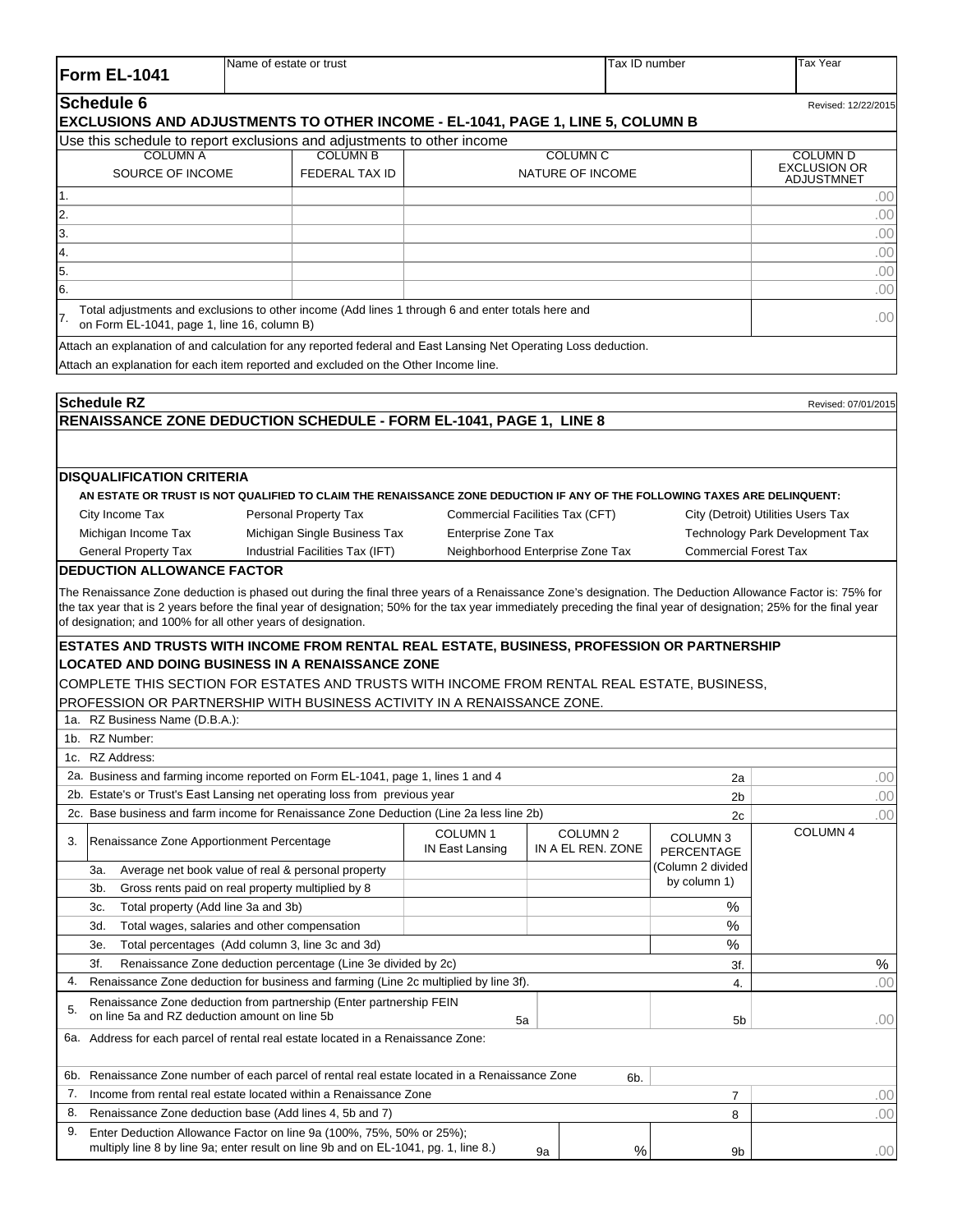| Form EL-1041 | Name of estate or trust | Tax ID number | Tax Year |
|---|---|---|---|

## Schedule 6

Revised: 12/22/2015

### EXCLUSIONS AND ADJUSTMENTS TO OTHER INCOME - EL-1041, PAGE 1, LINE 5, COLUMN B

Use this schedule to report exclusions and adjustments to other income

| | COLUMN A SOURCE OF INCOME | COLUMN B FEDERAL TAX ID | COLUMN C NATURE OF INCOME | COLUMN D EXCLUSION OR ADJUSTMNET |
|---|---|---|---|---|
| 1. | | | | .00 |
| 2. | | | | .00 |
| 3. | | | | .00 |
| 4. | | | | .00 |
| 5. | | | | .00 |
| 6. | | | | .00 |
| 7. | Total adjustments and exclusions to other income (Add lines 1 through 6 and enter totals here and on Form EL-1041, page 1, line 16, column B) | | | .00 |

Attach an explanation of and calculation for any reported federal and East Lansing Net Operating Loss deduction.

Attach an explanation for each item reported and excluded on the Other Income line.

## Schedule RZ

Revised: 07/01/2015

### RENAISSANCE ZONE DEDUCTION SCHEDULE - FORM EL-1041, PAGE 1, LINE 8

**DISQUALIFICATION CRITERIA**

**AN ESTATE OR TRUST IS NOT QUALIFIED TO CLAIM THE RENAISSANCE ZONE DEDUCTION IF ANY OF THE FOLLOWING TAXES ARE DELINQUENT:**

| | | | |
|---|---|---|---|
| City Income Tax | Personal Property Tax | Commercial Facilities Tax (CFT) | City (Detroit) Utilities Users Tax |
| Michigan Income Tax | Michigan Single Business Tax | Enterprise Zone Tax | Technology Park Development Tax |
| General Property Tax | Industrial Facilities Tax (IFT) | Neighborhood Enterprise Zone Tax | Commercial Forest Tax |

**DEDUCTION ALLOWANCE FACTOR**

The Renaissance Zone deduction is phased out during the final three years of a Renaissance Zone's designation. The Deduction Allowance Factor is: 75% for the tax year that is 2 years before the final year of designation; 50% for the tax year immediately preceding the final year of designation; 25% for the final year of designation; and 100% for all other years of designation.

**ESTATES AND TRUSTS WITH INCOME FROM RENTAL REAL ESTATE, BUSINESS, PROFESSION OR PARTNERSHIP LOCATED AND DOING BUSINESS IN A RENAISSANCE ZONE**

COMPLETE THIS SECTION FOR ESTATES AND TRUSTS WITH INCOME FROM RENTAL REAL ESTATE, BUSINESS, PROFESSION OR PARTNERSHIP WITH BUSINESS ACTIVITY IN A RENAISSANCE ZONE.

1a. RZ Business Name (D.B.A.):

1b. RZ Number:

1c. RZ Address:

| | | | |
|---|---|---|---|
| 2a. | Business and farming income reported on Form EL-1041, page 1, lines 1 and 4 | 2a | .00 |
| 2b. | Estate's or Trust's East Lansing net operating loss from previous year | 2b | .00 |
| 2c. | Base business and farm income for Renaissance Zone Deduction (Line 2a less line 2b) | 2c | .00 |

| 3. Renaissance Zone Apportionment Percentage | COLUMN 1 IN East Lansing | COLUMN 2 IN A EL REN. ZONE | COLUMN 3 PERCENTAGE (Column 2 divided by column 1) | COLUMN 4 |
|---|---|---|---|---|
| 3a. Average net book value of real & personal property | | | | |
| 3b. Gross rents paid on real property multiplied by 8 | | | | |
| 3c. Total property (Add line 3a and 3b) | | | % | |
| 3d. Total wages, salaries and other compensation | | | % | |
| 3e. Total percentages (Add column 3, line 3c and 3d) | | | % | |
| 3f. Renaissance Zone deduction percentage (Line 3e divided by 2c) | | | 3f. | % |
| 4. Renaissance Zone deduction for business and farming (Line 2c multiplied by line 3f). | | | 4. | .00 |
| 5. Renaissance Zone deduction from partnership (Enter partnership FEIN on line 5a and RZ deduction amount on line 5b | 5a | | 5b | .00 |

6a. Address for each parcel of rental real estate located in a Renaissance Zone:

| | | | |
|---|---|---|---|
| 6b. | Renaissance Zone number of each parcel of rental real estate located in a Renaissance Zone | 6b. | |
| 7. | Income from rental real estate located within a Renaissance Zone | 7 | .00 |
| 8. | Renaissance Zone deduction base (Add lines 4, 5b and 7) | 8 | .00 |
| 9. | Enter Deduction Allowance Factor on line 9a (100%, 75%, 50% or 25%); multiply line 8 by line 9a; enter result on line 9b and on EL-1041, pg. 1, line 8.) 9a ___ % | 9b | .00 |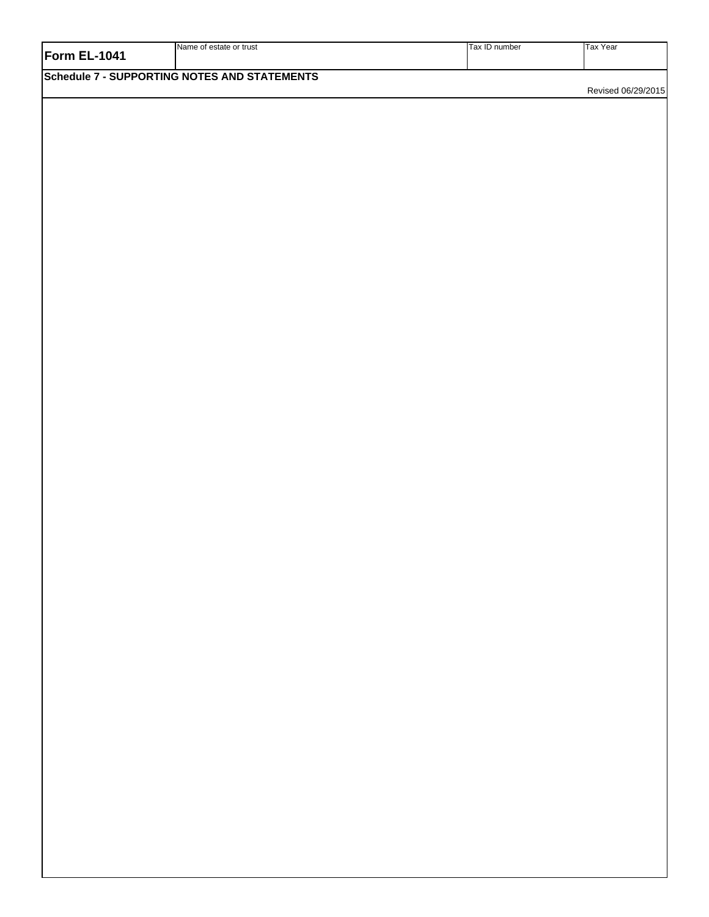| Form EL-1041 | Name of estate or trust | Tax ID number | Tax Year |
| --- | --- | --- | --- |

**Schedule 7 - SUPPORTING NOTES AND STATEMENTS**

Revised 06/29/2015